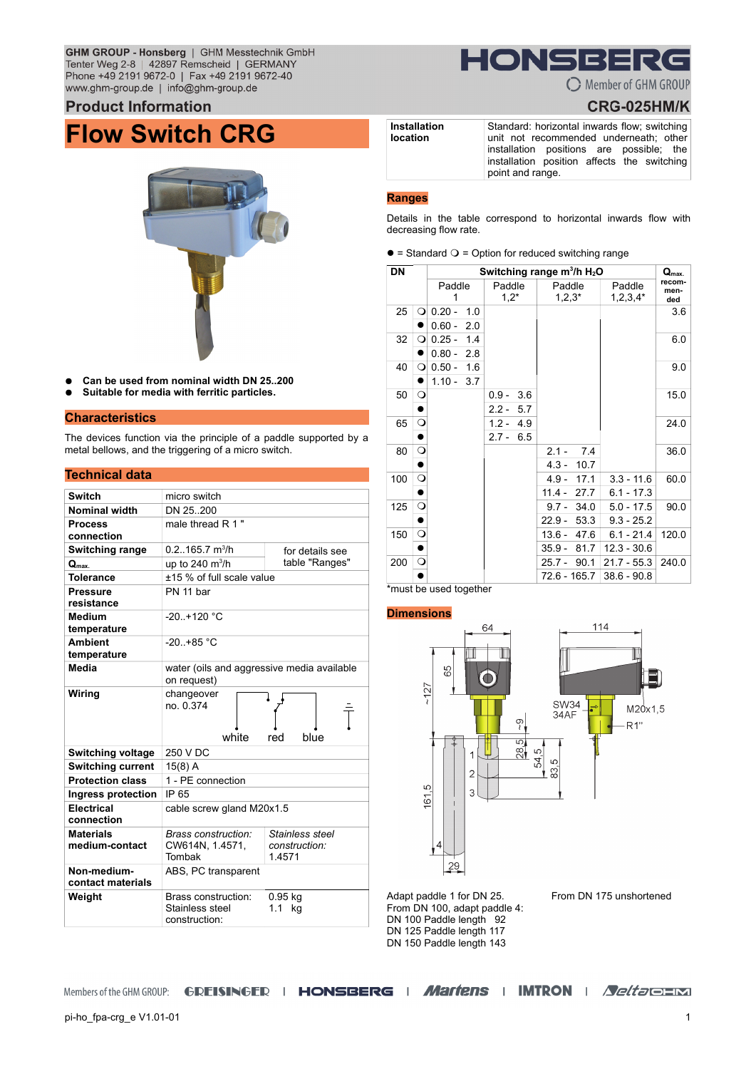GHM GROUP - Honsberg | GHM Messtechnik GmbH
Tenter Weg 2-8 | 42897 Remscheid | GERMANY
Phone +49 2191 9672-0 | Fax +49 2191 9672-40
www.ghm-group.de | info@ghm-group.de

HONSBERG
Member of GHM GROUP

## Product Information

**CRG-025HM/K**

# Flow Switch CRG

- **Can be used from nominal width DN 25..200**
- **Suitable for media with ferritic particles.**

## Characteristics

The devices function via the principle of a paddle supported by a metal bellows, and the triggering of a micro switch.

## Technical data

| | | |
|---|---|---|
| **Switch** | micro switch | |
| **Nominal width** | DN 25..200 | |
| **Process connection** | male thread R 1 " | |
| **Switching range** | 0.2..165.7 m³/h | for details see table "Ranges" |
| **$Q_{max.}$** | up to 240 m³/h | |
| **Tolerance** | ±15 % of full scale value | |
| **Pressure resistance** | PN 11 bar | |
| **Medium temperature** | -20..+120 °C | |
| **Ambient temperature** | -20..+85 °C | |
| **Media** | water (oils and aggressive media available on request) | |
| **Wiring** | changeover no. 0.374 (white, red, blue) | |
| **Switching voltage** | 250 V DC | |
| **Switching current** | 15(8) A | |
| **Protection class** | 1 - PE connection | |
| **Ingress protection** | IP 65 | |
| **Electrical connection** | cable screw gland M20x1.5 | |
| **Materials medium-contact** | *Brass construction:* CW614N, 1.4571, Tombak | *Stainless steel construction:* 1.4571 |
| **Non-medium-contact materials** | ABS, PC transparent | |
| **Weight** | Brass construction: Stainless steel construction: | 0.95 kg 1.1 kg |

| | |
|---|---|
| **Installation location** | Standard: horizontal inwards flow; switching unit not recommended underneath; other installation positions are possible; the installation position affects the switching point and range. |

## Ranges

Details in the table correspond to horizontal inwards flow with decreasing flow rate.

● = Standard ❍ = Option for reduced switching range

| DN | | Switching range m³/h $H_2O$ Paddle 1 | Paddle 1,2* | Paddle 1,2,3* | Paddle 1,2,3,4* | $Q_{max.}$ recommended |
|---|---|---|---|---|---|---|
| 25 | ❍ | 0.20 - 1.0 | | | | 3.6 |
| | ● | 0.60 - 2.0 | | | | |
| 32 | ❍ | 0.25 - 1.4 | | | | 6.0 |
| | ● | 0.80 - 2.8 | | | | |
| 40 | ❍ | 0.50 - 1.6 | | | | 9.0 |
| | ● | 1.10 - 3.7 | | | | |
| 50 | ❍ | | 0.9 - 3.6 | | | 15.0 |
| | ● | | 2.2 - 5.7 | | | |
| 65 | ❍ | | 1.2 - 4.9 | | | 24.0 |
| | ● | | 2.7 - 6.5 | | | |
| 80 | ❍ | | | 2.1 - 7.4 | | 36.0 |
| | ● | | | 4.3 - 10.7 | | |
| 100 | ❍ | | | 4.9 - 17.1 | 3.3 - 11.6 | 60.0 |
| | ● | | | 11.4 - 27.7 | 6.1 - 17.3 | |
| 125 | ❍ | | | 9.7 - 34.0 | 5.0 - 17.5 | 90.0 |
| | ● | | | 22.9 - 53.3 | 9.3 - 25.2 | |
| 150 | ❍ | | | 13.6 - 47.6 | 6.1 - 21.4 | 120.0 |
| | ● | | | 35.9 - 81.7 | 12.3 - 30.6 | |
| 200 | ❍ | | | 25.7 - 90.1 | 21.7 - 55.3 | 240.0 |
| | ● | | | 72.6 - 165.7 | 38.6 - 90.8 | |

*must be used together

## Dimensions

64, 114, 65, ~127, SW34 34AF, M20x1,5, R1", ~9, 28,5, 54,5, 83,5, 161,5, 1, 2, 3, 4, 29

Adapt paddle 1 for DN 25.
From DN 100, adapt paddle 4:
DN 100 Paddle length 92
DN 125 Paddle length 117
DN 150 Paddle length 143

From DN 175 unshortened

Members of the GHM GROUP: GREISINGER | HONSBERG | Martens | IMTRON | DeltaOHM

pi-ho_fpa-crg_e V1.01-01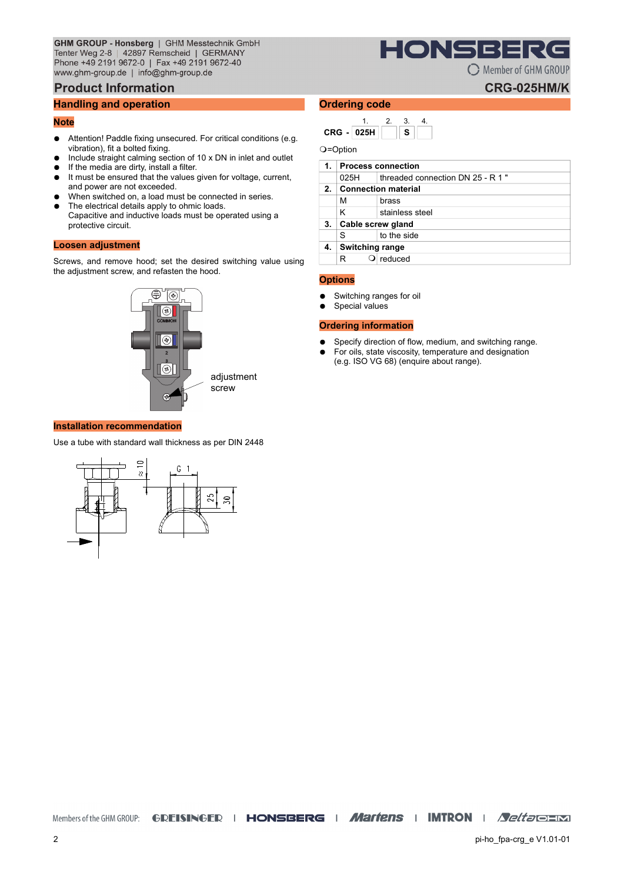GHM GROUP - Honsberg | GHM Messtechnik GmbH
Tenter Weg 2-8 | 42897 Remscheid | GERMANY
Phone +49 2191 9672-0 | Fax +49 2191 9672-40
www.ghm-group.de | info@ghm-group.de

## Product Information

**CRG-025HM/K**

## Handling and operation

### Note

- Attention! Paddle fixing unsecured. For critical conditions (e.g. vibration), fit a bolted fixing.
- Include straight calming section of 10 x DN in inlet and outlet
- If the media are dirty, install a filter.
- It must be ensured that the values given for voltage, current, and power are not exceeded.
- When switched on, a load must be connected in series.
- The electrical details apply to ohmic loads.
  Capacitive and inductive loads must be operated using a protective circuit.

### Loosen adjustment

Screws, and remove hood; set the desired switching value using the adjustment screw, and refasten the hood.

COMMON
2
3
adjustment screw

### Installation recommendation

Use a tube with standard wall thickness as per DIN 2448

≈ 10
G 1
25
30

## Ordering code

| | 1. | 2. | 3. | 4. |
|---|---|---|---|---|
| CRG - | 025H | | S | |

❍=Option

| | | |
|---|---|---|
| **1.** | **Process connection** | |
| | 025H | threaded connection DN 25 - R 1 " |
| **2.** | **Connection material** | |
| | M | brass |
| | K | stainless steel |
| **3.** | **Cable screw gland** | |
| | S | to the side |
| **4.** | **Switching range** | |
| | R ❍ | reduced |

### Options

- Switching ranges for oil
- Special values

### Ordering information

- Specify direction of flow, medium, and switching range.
- For oils, state viscosity, temperature and designation (e.g. ISO VG 68) (enquire about range).

Members of the GHM GROUP: GREISINGER | HONSBERG | Martens | IMTRON | DeltaOHM

pi-ho_fpa-crg_e V1.01-01